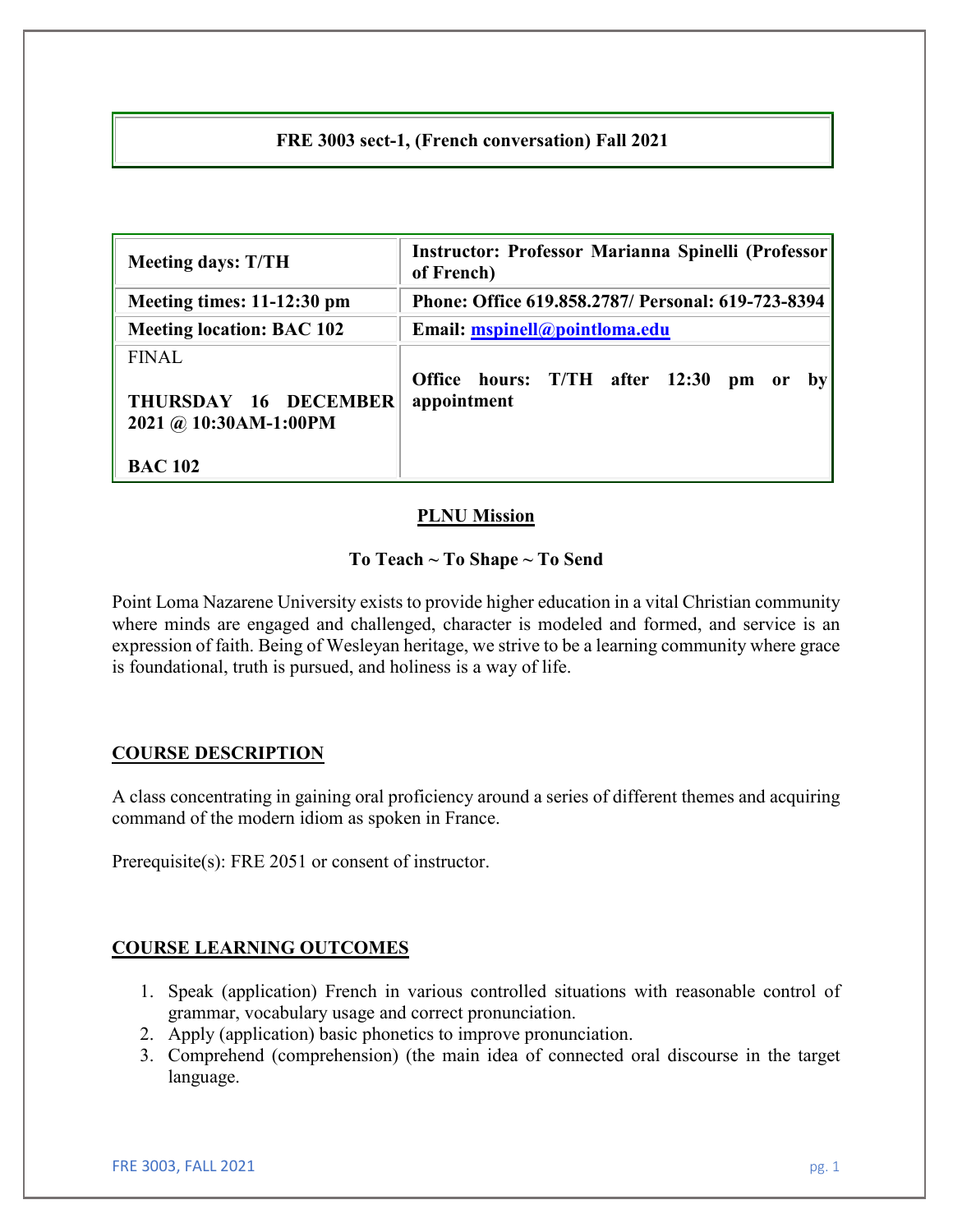**FRE 3003 sect-1, (French conversation) Fall 2021**

| Meeting days: T/TH | Instructor: Professor Marianna Spinelli (Professor of French) |
| --- | --- |
| **Meeting times: 11-12:30 pm** | **Phone: Office 619.858.2787/ Personal: 619-723-8394** |
| **Meeting location: BAC 102** | **Email: [mspinell@pointloma.edu](mailto:mspinell@pointloma.edu)** |
| FINAL<br><br>**THURSDAY 16 DECEMBER 2021 @ 10:30AM-1:00PM**<br><br>**BAC 102** | **Office hours: T/TH after 12:30 pm or by appointment** |

## PLNU Mission

### To Teach ~ To Shape ~ To Send

Point Loma Nazarene University exists to provide higher education in a vital Christian community where minds are engaged and challenged, character is modeled and formed, and service is an expression of faith. Being of Wesleyan heritage, we strive to be a learning community where grace is foundational, truth is pursued, and holiness is a way of life.

## COURSE DESCRIPTION

A class concentrating in gaining oral proficiency around a series of different themes and acquiring command of the modern idiom as spoken in France.

Prerequisite(s): FRE 2051 or consent of instructor.

## COURSE LEARNING OUTCOMES

1. Speak (application) French in various controlled situations with reasonable control of grammar, vocabulary usage and correct pronunciation.
2. Apply (application) basic phonetics to improve pronunciation.
3. Comprehend (comprehension) (the main idea of connected oral discourse in the target language.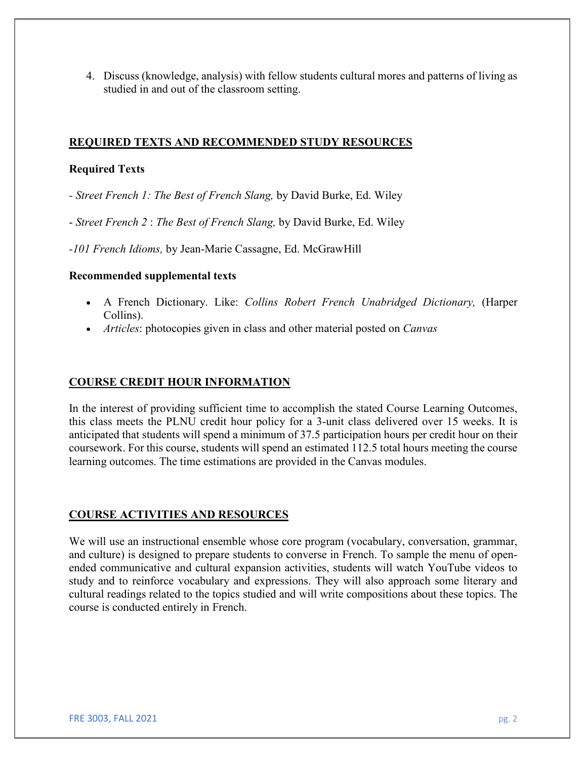4. Discuss (knowledge, analysis) with fellow students cultural mores and patterns of living as studied in and out of the classroom setting.

## REQUIRED TEXTS AND RECOMMENDED STUDY RESOURCES

### Required Texts

- *Street French 1: The Best of French Slang,* by David Burke, Ed. Wiley

- *Street French 2* : *The Best of French Slang,* by David Burke, Ed. Wiley

-*101 French Idioms,* by Jean-Marie Cassagne, Ed. McGrawHill

### Recommended supplemental texts

- A French Dictionary. Like: *Collins Robert French Unabridged Dictionary,* (Harper Collins).
- *Articles*: photocopies given in class and other material posted on *Canvas*

## COURSE CREDIT HOUR INFORMATION

In the interest of providing sufficient time to accomplish the stated Course Learning Outcomes, this class meets the PLNU credit hour policy for a 3-unit class delivered over 15 weeks. It is anticipated that students will spend a minimum of 37.5 participation hours per credit hour on their coursework. For this course, students will spend an estimated 112.5 total hours meeting the course learning outcomes. The time estimations are provided in the Canvas modules.

## COURSE ACTIVITIES AND RESOURCES

We will use an instructional ensemble whose core program (vocabulary, conversation, grammar, and culture) is designed to prepare students to converse in French. To sample the menu of open-ended communicative and cultural expansion activities, students will watch YouTube videos to study and to reinforce vocabulary and expressions. They will also approach some literary and cultural readings related to the topics studied and will write compositions about these topics. The course is conducted entirely in French.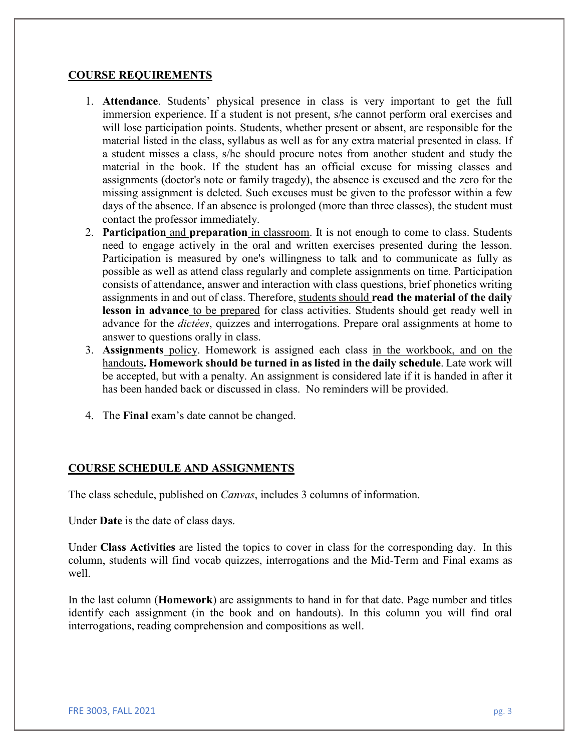## COURSE REQUIREMENTS

1. **Attendance**. Students' physical presence in class is very important to get the full immersion experience. If a student is not present, s/he cannot perform oral exercises and will lose participation points. Students, whether present or absent, are responsible for the material listed in the class, syllabus as well as for any extra material presented in class. If a student misses a class, s/he should procure notes from another student and study the material in the book. If the student has an official excuse for missing classes and assignments (doctor's note or family tragedy), the absence is excused and the zero for the missing assignment is deleted. Such excuses must be given to the professor within a few days of the absence. If an absence is prolonged (more than three classes), the student must contact the professor immediately.
2. **Participation** and **preparation** in classroom. It is not enough to come to class. Students need to engage actively in the oral and written exercises presented during the lesson. Participation is measured by one's willingness to talk and to communicate as fully as possible as well as attend class regularly and complete assignments on time. Participation consists of attendance, answer and interaction with class questions, brief phonetics writing assignments in and out of class. Therefore, students should **read the material of the daily lesson in advance** to be prepared for class activities. Students should get ready well in advance for the *dictées*, quizzes and interrogations. Prepare oral assignments at home to answer to questions orally in class.
3. **Assignments** policy. Homework is assigned each class in the workbook, and on the handouts**. Homework should be turned in as listed in the daily schedule**. Late work will be accepted, but with a penalty. An assignment is considered late if it is handed in after it has been handed back or discussed in class. No reminders will be provided.
4. The **Final** exam's date cannot be changed.

## COURSE SCHEDULE AND ASSIGNMENTS

The class schedule, published on *Canvas*, includes 3 columns of information.

Under **Date** is the date of class days.

Under **Class Activities** are listed the topics to cover in class for the corresponding day. In this column, students will find vocab quizzes, interrogations and the Mid-Term and Final exams as well.

In the last column (**Homework**) are assignments to hand in for that date. Page number and titles identify each assignment (in the book and on handouts). In this column you will find oral interrogations, reading comprehension and compositions as well.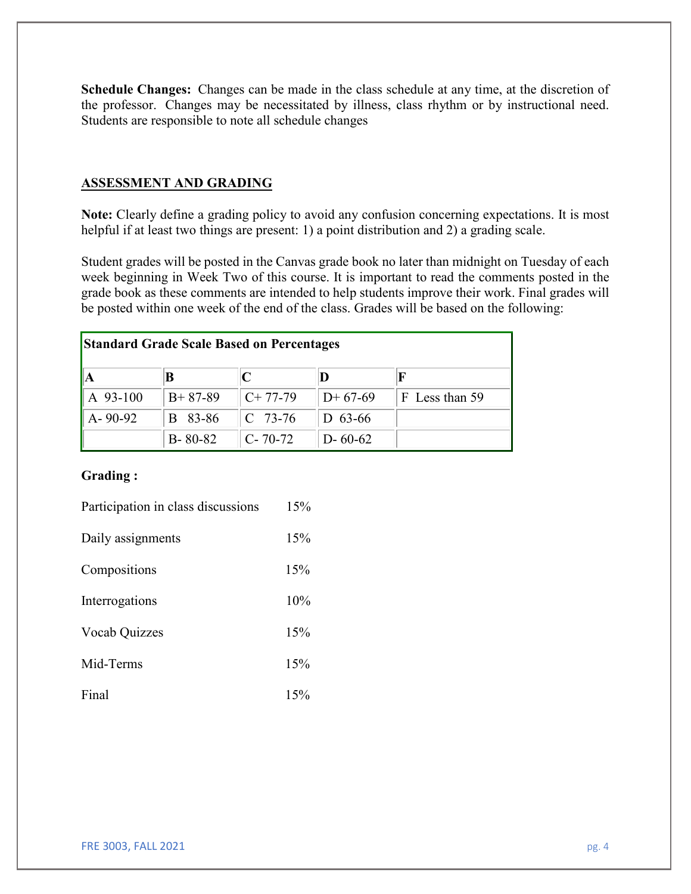**Schedule Changes:** Changes can be made in the class schedule at any time, at the discretion of the professor. Changes may be necessitated by illness, class rhythm or by instructional need. Students are responsible to note all schedule changes

## ASSESSMENT AND GRADING

**Note:** Clearly define a grading policy to avoid any confusion concerning expectations. It is most helpful if at least two things are present: 1) a point distribution and 2) a grading scale.

Student grades will be posted in the Canvas grade book no later than midnight on Tuesday of each week beginning in Week Two of this course. It is important to read the comments posted in the grade book as these comments are intended to help students improve their work. Final grades will be posted within one week of the end of the class. Grades will be based on the following:

| **Standard Grade Scale Based on Percentages** | | | | |
|---|---|---|---|---|
| **A** | **B** | **C** | **D** | **F** |
| A 93-100 | B+ 87-89 | C+ 77-79 | D+ 67-69 | F Less than 59 |
| A- 90-92 | B 83-86 | C 73-76 | D 63-66 | |
| | B- 80-82 | C- 70-72 | D- 60-62 | |

**Grading :**

| | |
|---|---|
| Participation in class discussions | 15% |
| Daily assignments | 15% |
| Compositions | 15% |
| Interrogations | 10% |
| Vocab Quizzes | 15% |
| Mid-Terms | 15% |
| Final | 15% |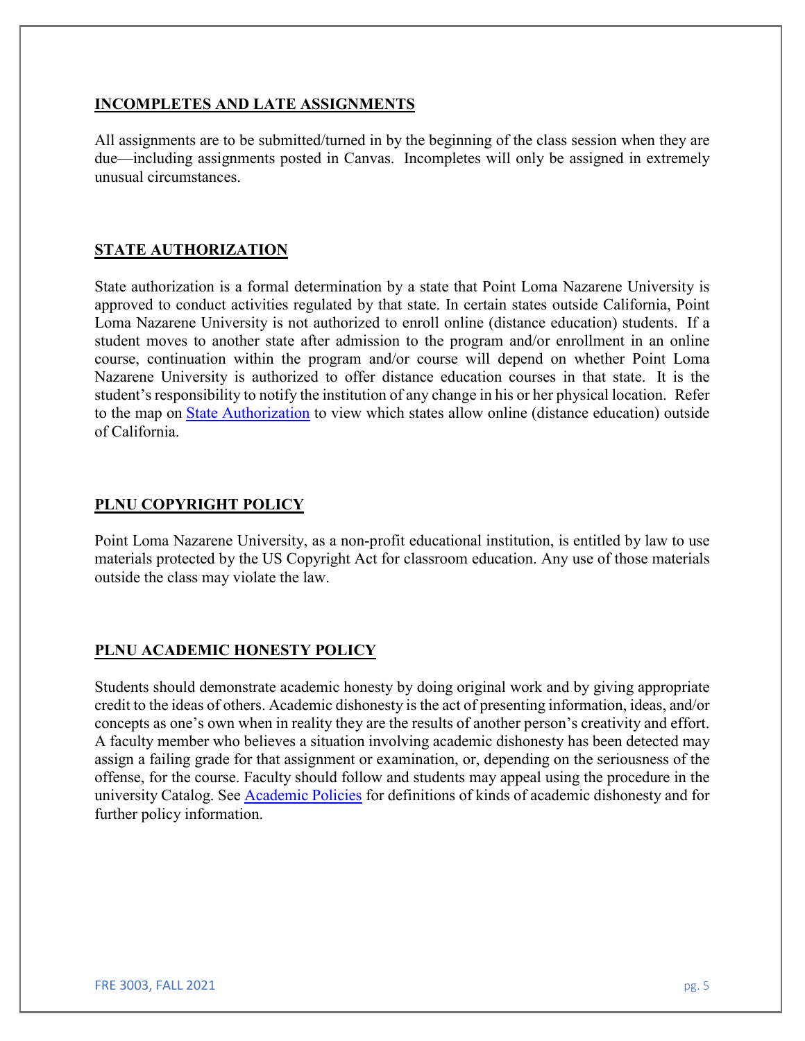## INCOMPLETES AND LATE ASSIGNMENTS

All assignments are to be submitted/turned in by the beginning of the class session when they are due—including assignments posted in Canvas. Incompletes will only be assigned in extremely unusual circumstances.

## STATE AUTHORIZATION

State authorization is a formal determination by a state that Point Loma Nazarene University is approved to conduct activities regulated by that state. In certain states outside California, Point Loma Nazarene University is not authorized to enroll online (distance education) students. If a student moves to another state after admission to the program and/or enrollment in an online course, continuation within the program and/or course will depend on whether Point Loma Nazarene University is authorized to offer distance education courses in that state. It is the student's responsibility to notify the institution of any change in his or her physical location. Refer to the map on State Authorization to view which states allow online (distance education) outside of California.

## PLNU COPYRIGHT POLICY

Point Loma Nazarene University, as a non-profit educational institution, is entitled by law to use materials protected by the US Copyright Act for classroom education. Any use of those materials outside the class may violate the law.

## PLNU ACADEMIC HONESTY POLICY

Students should demonstrate academic honesty by doing original work and by giving appropriate credit to the ideas of others. Academic dishonesty is the act of presenting information, ideas, and/or concepts as one's own when in reality they are the results of another person's creativity and effort. A faculty member who believes a situation involving academic dishonesty has been detected may assign a failing grade for that assignment or examination, or, depending on the seriousness of the offense, for the course. Faculty should follow and students may appeal using the procedure in the university Catalog. See Academic Policies for definitions of kinds of academic dishonesty and for further policy information.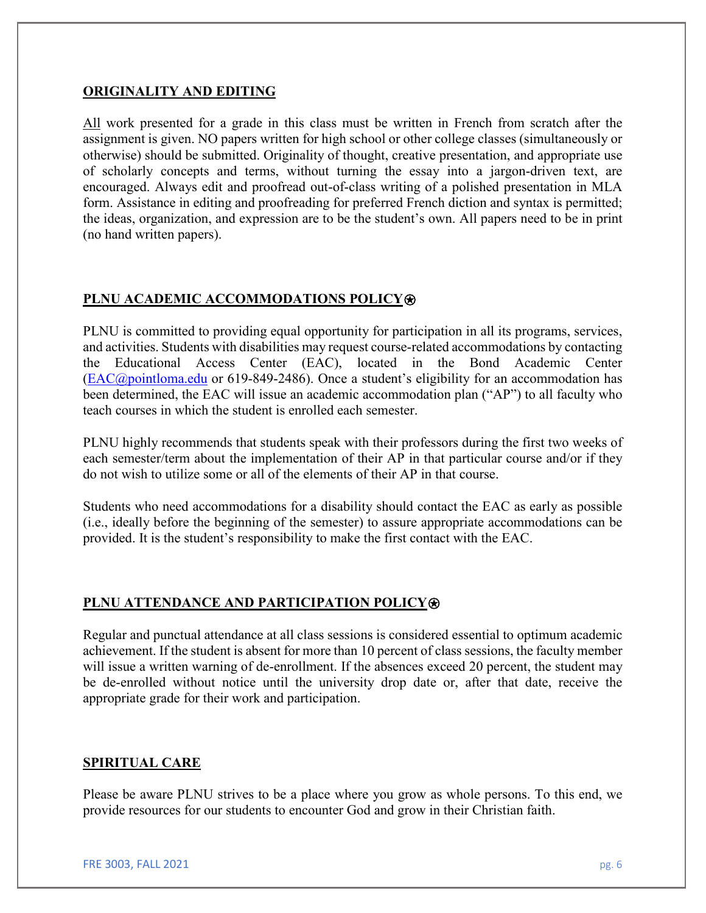## ORIGINALITY AND EDITING

All work presented for a grade in this class must be written in French from scratch after the assignment is given. NO papers written for high school or other college classes (simultaneously or otherwise) should be submitted. Originality of thought, creative presentation, and appropriate use of scholarly concepts and terms, without turning the essay into a jargon-driven text, are encouraged. Always edit and proofread out-of-class writing of a polished presentation in MLA form. Assistance in editing and proofreading for preferred French diction and syntax is permitted; the ideas, organization, and expression are to be the student's own. All papers need to be in print (no hand written papers).

## PLNU ACADEMIC ACCOMMODATIONS POLICY⍟

PLNU is committed to providing equal opportunity for participation in all its programs, services, and activities. Students with disabilities may request course-related accommodations by contacting the Educational Access Center (EAC), located in the Bond Academic Center (EAC@pointloma.edu or 619-849-2486). Once a student's eligibility for an accommodation has been determined, the EAC will issue an academic accommodation plan ("AP") to all faculty who teach courses in which the student is enrolled each semester.

PLNU highly recommends that students speak with their professors during the first two weeks of each semester/term about the implementation of their AP in that particular course and/or if they do not wish to utilize some or all of the elements of their AP in that course.

Students who need accommodations for a disability should contact the EAC as early as possible (i.e., ideally before the beginning of the semester) to assure appropriate accommodations can be provided. It is the student's responsibility to make the first contact with the EAC.

## PLNU ATTENDANCE AND PARTICIPATION POLICY⍟

Regular and punctual attendance at all class sessions is considered essential to optimum academic achievement. If the student is absent for more than 10 percent of class sessions, the faculty member will issue a written warning of de-enrollment. If the absences exceed 20 percent, the student may be de-enrolled without notice until the university drop date or, after that date, receive the appropriate grade for their work and participation.

## SPIRITUAL CARE

Please be aware PLNU strives to be a place where you grow as whole persons. To this end, we provide resources for our students to encounter God and grow in their Christian faith.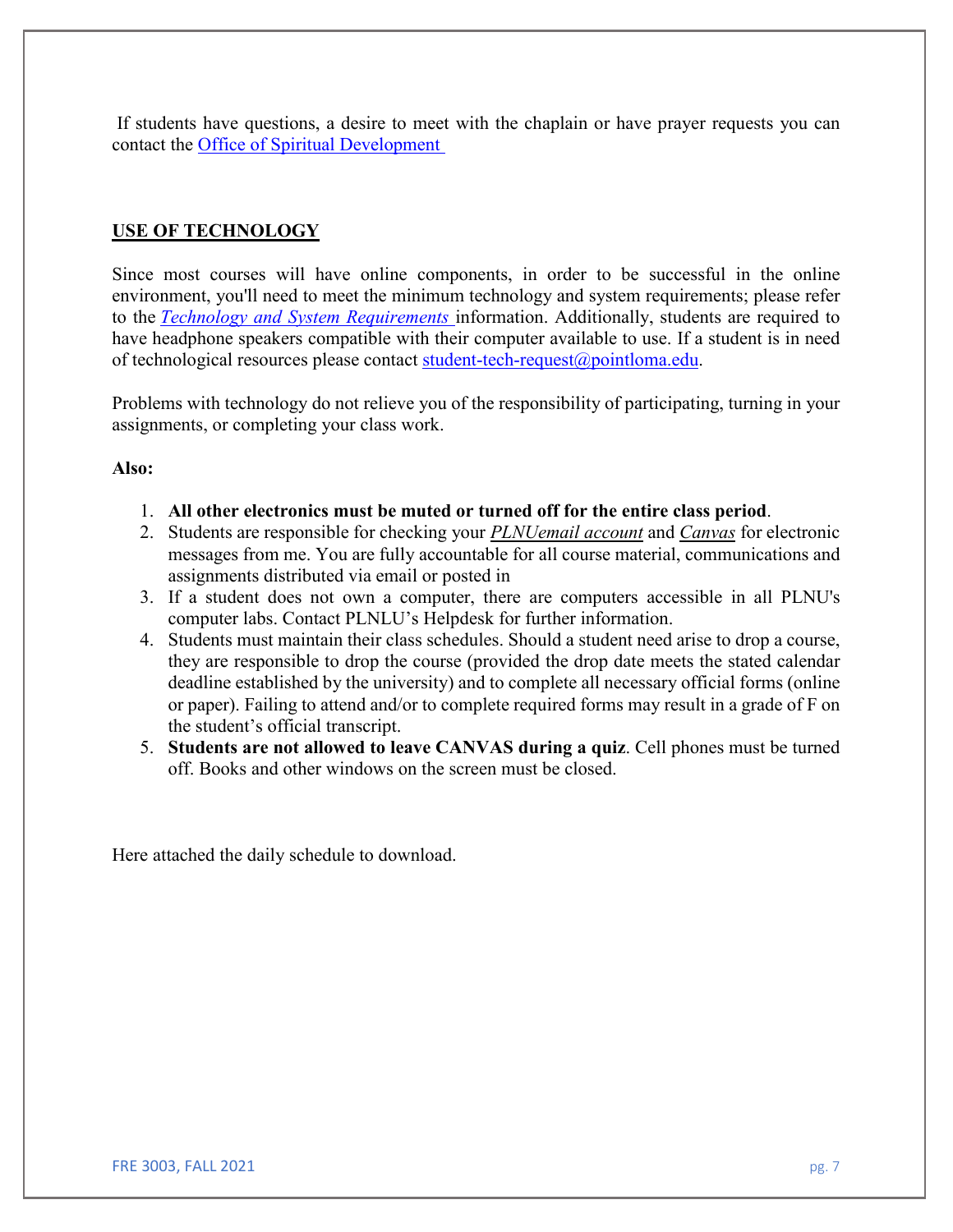If students have questions, a desire to meet with the chaplain or have prayer requests you can contact the Office of Spiritual Development

## USE OF TECHNOLOGY

Since most courses will have online components, in order to be successful in the online environment, you'll need to meet the minimum technology and system requirements; please refer to the *Technology and System Requirements* information. Additionally, students are required to have headphone speakers compatible with their computer available to use. If a student is in need of technological resources please contact student-tech-request@pointloma.edu.

Problems with technology do not relieve you of the responsibility of participating, turning in your assignments, or completing your class work.

**Also:**

1. **All other electronics must be muted or turned off for the entire class period**.
2. Students are responsible for checking your *PLNUemail account* and *Canvas* for electronic messages from me. You are fully accountable for all course material, communications and assignments distributed via email or posted in
3. If a student does not own a computer, there are computers accessible in all PLNU's computer labs. Contact PLNLU's Helpdesk for further information.
4. Students must maintain their class schedules. Should a student need arise to drop a course, they are responsible to drop the course (provided the drop date meets the stated calendar deadline established by the university) and to complete all necessary official forms (online or paper). Failing to attend and/or to complete required forms may result in a grade of F on the student's official transcript.
5. **Students are not allowed to leave CANVAS during a quiz**. Cell phones must be turned off. Books and other windows on the screen must be closed.

Here attached the daily schedule to download.